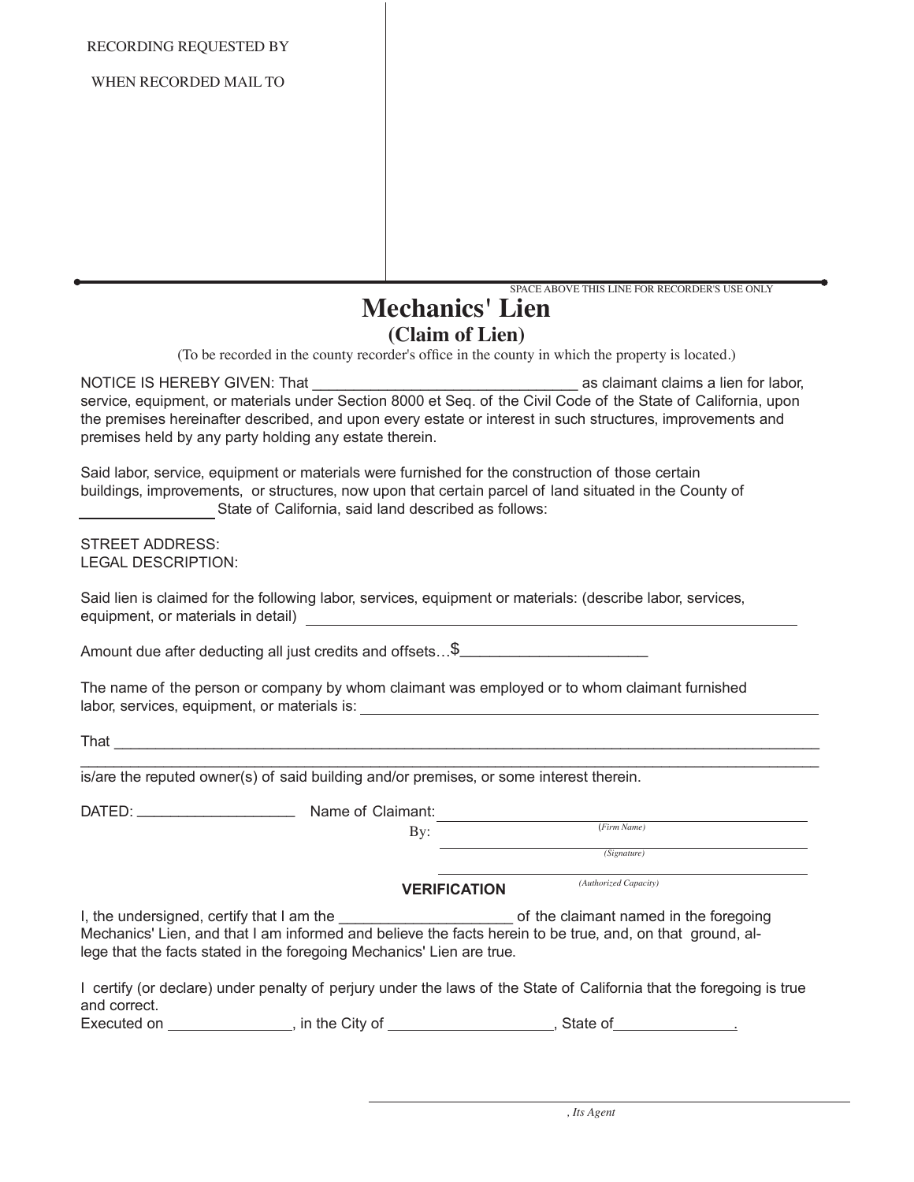RECORDING REQUESTED BY

WHEN RECORDED MAIL TO

SPACE ABOVE THIS LINE FOR RECORDER'S USE ONLY

# Mechanics' Lien

## (Claim of Lien)

(To be recorded in the county recorder's office in the county in which the property is located.)

NOTICE IS HEREBY GIVEN: That ________________________________ as claimant claims a lien for labor, service, equipment, or materials under Section 8000 et Seq. of the Civil Code of the State of California, upon the premises hereinafter described, and upon every estate or interest in such structures, improvements and premises held by any party holding any estate therein.

Said labor, service, equipment or materials were furnished for the construction of those certain buildings, improvements, or structures, now upon that certain parcel of land situated in the County of ________________ State of California, said land described as follows:

STREET ADDRESS:
LEGAL DESCRIPTION:

Said lien is claimed for the following labor, services, equipment or materials: (describe labor, services, equipment, or materials in detail) ____________________________________________

Amount due after deducting all just credits and offsets…$______________________

The name of the person or company by whom claimant was employed or to whom claimant furnished labor, services, equipment, or materials is: ____________________________________________

That ________________________________________________________________________________
________________________________________________________________________________________
is/are the reputed owner(s) of said building and/or premises, or some interest therein.

DATED: ___________________ Name of Claimant: ____________________________________
(Firm Name)

By: ____________________________________
(Signature)

____________________________________
(Authorized Capacity)

**VERIFICATION**

I, the undersigned, certify that I am the ____________________ of the claimant named in the foregoing Mechanics' Lien, and that I am informed and believe the facts herein to be true, and, on that ground, allege that the facts stated in the foregoing Mechanics' Lien are true.

I certify (or declare) under penalty of perjury under the laws of the State of California that the foregoing is true and correct.
Executed on _______________, in the City of ____________________, State of______________.

____________________________________
, *Its Agent*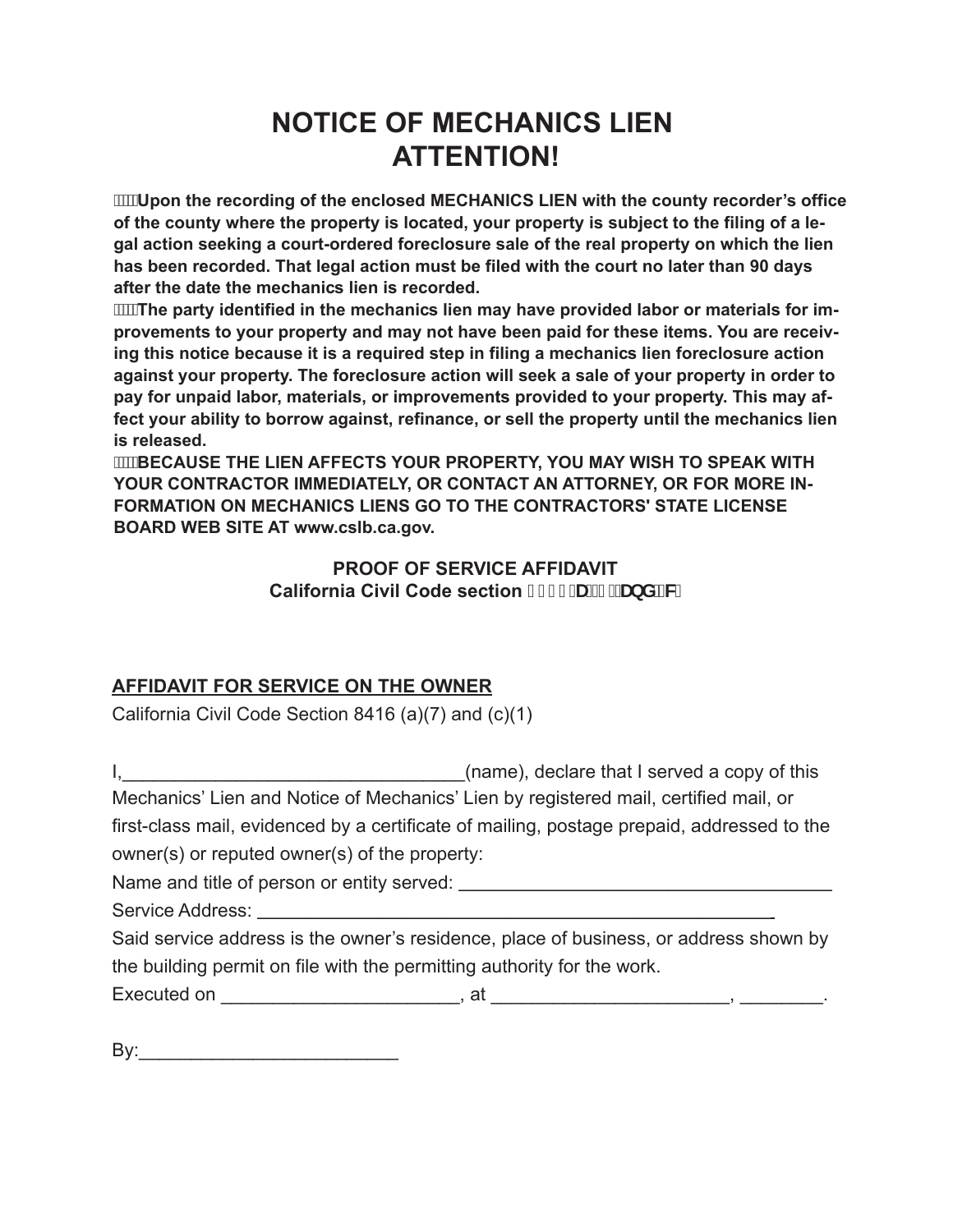# NOTICE OF MECHANICS LIEN
# ATTENTION!

- **Upon the recording of the enclosed MECHANICS LIEN with the county recorder's office of the county where the property is located, your property is subject to the filing of a legal action seeking a court-ordered foreclosure sale of the real property on which the lien has been recorded. That legal action must be filed with the court no later than 90 days after the date the mechanics lien is recorded.**
- **The party identified in the mechanics lien may have provided labor or materials for improvements to your property and may not have been paid for these items. You are receiving this notice because it is a required step in filing a mechanics lien foreclosure action against your property. The foreclosure action will seek a sale of your property in order to pay for unpaid labor, materials, or improvements provided to your property. This may affect your ability to borrow against, refinance, or sell the property until the mechanics lien is released.**
- **BECAUSE THE LIEN AFFECTS YOUR PROPERTY, YOU MAY WISH TO SPEAK WITH YOUR CONTRACTOR IMMEDIATELY, OR CONTACT AN ATTORNEY, OR FOR MORE INFORMATION ON MECHANICS LIENS GO TO THE CONTRACTORS' STATE LICENSE BOARD WEB SITE AT www.cslb.ca.gov.**

**PROOF OF SERVICE AFFIDAVIT**
**California Civil Code section 8416(a)(7) and (c)**

## AFFIDAVIT FOR SERVICE ON THE OWNER

California Civil Code Section 8416 (a)(7) and (c)(1)

I,_________________________________(name), declare that I served a copy of this Mechanics' Lien and Notice of Mechanics' Lien by registered mail, certified mail, or first-class mail, evidenced by a certificate of mailing, postage prepaid, addressed to the owner(s) or reputed owner(s) of the property:

Name and title of person or entity served: ____________________________________

Service Address: ______________________________________________________

Said service address is the owner's residence, place of business, or address shown by the building permit on file with the permitting authority for the work.

Executed on _______________________, at _______________________, ________.

By:________________________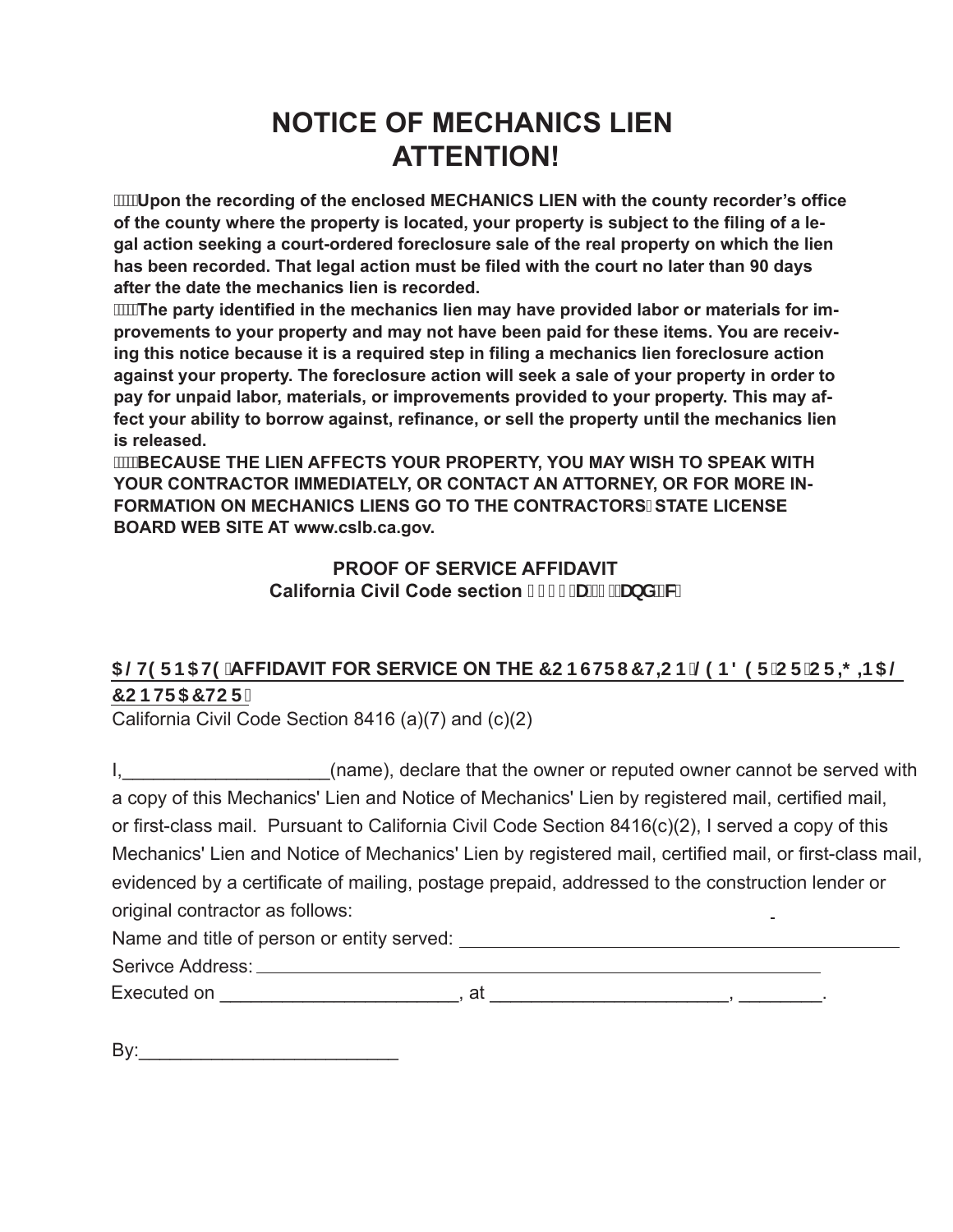# NOTICE OF MECHANICS LIEN
# ATTENTION!

**Upon the recording of the enclosed MECHANICS LIEN with the county recorder's office of the county where the property is located, your property is subject to the filing of a legal action seeking a court-ordered foreclosure sale of the real property on which the lien has been recorded. That legal action must be filed with the court no later than 90 days after the date the mechanics lien is recorded.**

**The party identified in the mechanics lien may have provided labor or materials for improvements to your property and may not have been paid for these items. You are receiving this notice because it is a required step in filing a mechanics lien foreclosure action against your property. The foreclosure action will seek a sale of your property in order to pay for unpaid labor, materials, or improvements provided to your property. This may affect your ability to borrow against, refinance, or sell the property until the mechanics lien is released.**

**BECAUSE THE LIEN AFFECTS YOUR PROPERTY, YOU MAY WISH TO SPEAK WITH YOUR CONTRACTOR IMMEDIATELY, OR CONTACT AN ATTORNEY, OR FOR MORE INFORMATION ON MECHANICS LIENS GO TO THE CONTRACTORS' STATE LICENSE BOARD WEB SITE AT www.cslb.ca.gov.**

### PROOF OF SERVICE AFFIDAVIT
### California Civil Code section 8416(a)(7) and (c)

**ALTERNATE AFFIDAVIT FOR SERVICE ON THE CONSTRUCTION LENDER OR ORIGINAL CONTRACTOR**

California Civil Code Section 8416 (a)(7) and (c)(2)

I,____________________(name), declare that the owner or reputed owner cannot be served with a copy of this Mechanics' Lien and Notice of Mechanics' Lien by registered mail, certified mail, or first-class mail. Pursuant to California Civil Code Section 8416(c)(2), I served a copy of this Mechanics' Lien and Notice of Mechanics' Lien by registered mail, certified mail, or first-class mail, evidenced by a certificate of mailing, postage prepaid, addressed to the construction lender or original contractor as follows:

Name and title of person or entity served: ____________________________________________

Serivce Address: ____________________________________________________________

Executed on ________________________, at ________________________, ________.

By:_________________________